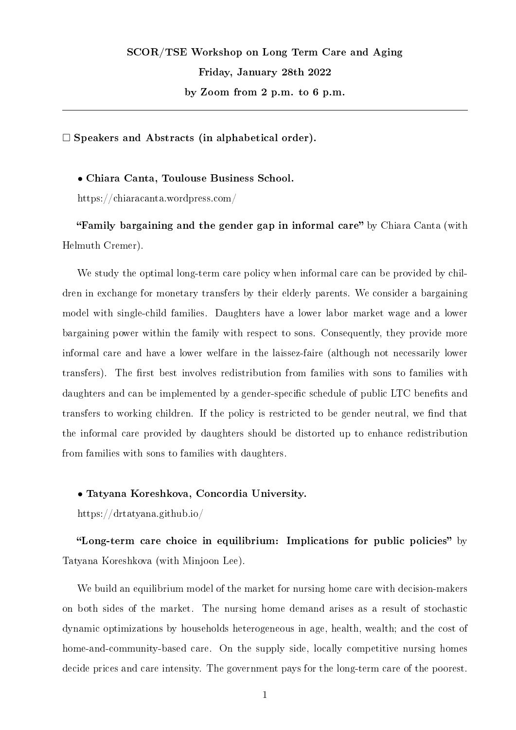**SCOR/TSE Workshop on Long Term Care and Aging**

**Friday, January 28th 2022**

**by Zoom from 2 p.m. to 6 p.m.**

---

□ **Speakers and Abstracts (in alphabetical order).**

- **Chiara Canta, Toulouse Business School.**

  https://chiaracanta.wordpress.com/

  **"Family bargaining and the gender gap in informal care"** by Chiara Canta (with Helmuth Cremer).

  We study the optimal long-term care policy when informal care can be provided by children in exchange for monetary transfers by their elderly parents. We consider a bargaining model with single-child families. Daughters have a lower labor market wage and a lower bargaining power within the family with respect to sons. Consequently, they provide more informal care and have a lower welfare in the laissez-faire (although not necessarily lower transfers). The first best involves redistribution from families with sons to families with daughters and can be implemented by a gender-specific schedule of public LTC benefits and transfers to working children. If the policy is restricted to be gender neutral, we find that the informal care provided by daughters should be distorted up to enhance redistribution from families with sons to families with daughters.

- **Tatyana Koreshkova, Concordia University.**

  https://drtatyana.github.io/

  **"Long-term care choice in equilibrium: Implications for public policies"** by Tatyana Koreshkova (with Minjoon Lee).

  We build an equilibrium model of the market for nursing home care with decision-makers on both sides of the market. The nursing home demand arises as a result of stochastic dynamic optimizations by households heterogeneous in age, health, wealth; and the cost of home-and-community-based care. On the supply side, locally competitive nursing homes decide prices and care intensity. The government pays for the long-term care of the poorest.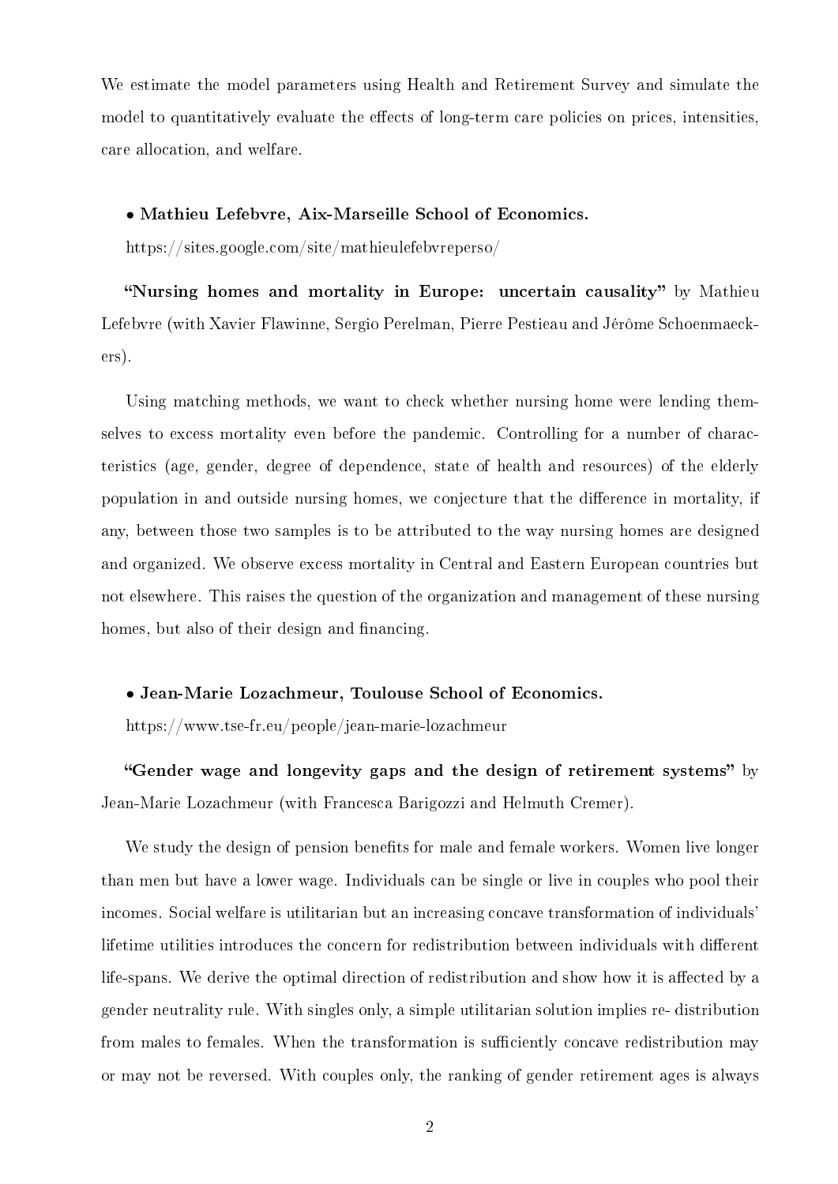We estimate the model parameters using Health and Retirement Survey and simulate the model to quantitatively evaluate the effects of long-term care policies on prices, intensities, care allocation, and welfare.

- **Mathieu Lefebvre, Aix-Marseille School of Economics.**

  https://sites.google.com/site/mathieulefebvreperso/

**"Nursing homes and mortality in Europe: uncertain causality"** by Mathieu Lefebvre (with Xavier Flawinne, Sergio Perelman, Pierre Pestieau and Jérôme Schoenmaeckers).

Using matching methods, we want to check whether nursing home were lending themselves to excess mortality even before the pandemic. Controlling for a number of characteristics (age, gender, degree of dependence, state of health and resources) of the elderly population in and outside nursing homes, we conjecture that the difference in mortality, if any, between those two samples is to be attributed to the way nursing homes are designed and organized. We observe excess mortality in Central and Eastern European countries but not elsewhere. This raises the question of the organization and management of these nursing homes, but also of their design and financing.

- **Jean-Marie Lozachmeur, Toulouse School of Economics.**

  https://www.tse-fr.eu/people/jean-marie-lozachmeur

**"Gender wage and longevity gaps and the design of retirement systems"** by Jean-Marie Lozachmeur (with Francesca Barigozzi and Helmuth Cremer).

We study the design of pension benefits for male and female workers. Women live longer than men but have a lower wage. Individuals can be single or live in couples who pool their incomes. Social welfare is utilitarian but an increasing concave transformation of individuals' lifetime utilities introduces the concern for redistribution between individuals with different life-spans. We derive the optimal direction of redistribution and show how it is affected by a gender neutrality rule. With singles only, a simple utilitarian solution implies re- distribution from males to females. When the transformation is sufficiently concave redistribution may or may not be reversed. With couples only, the ranking of gender retirement ages is always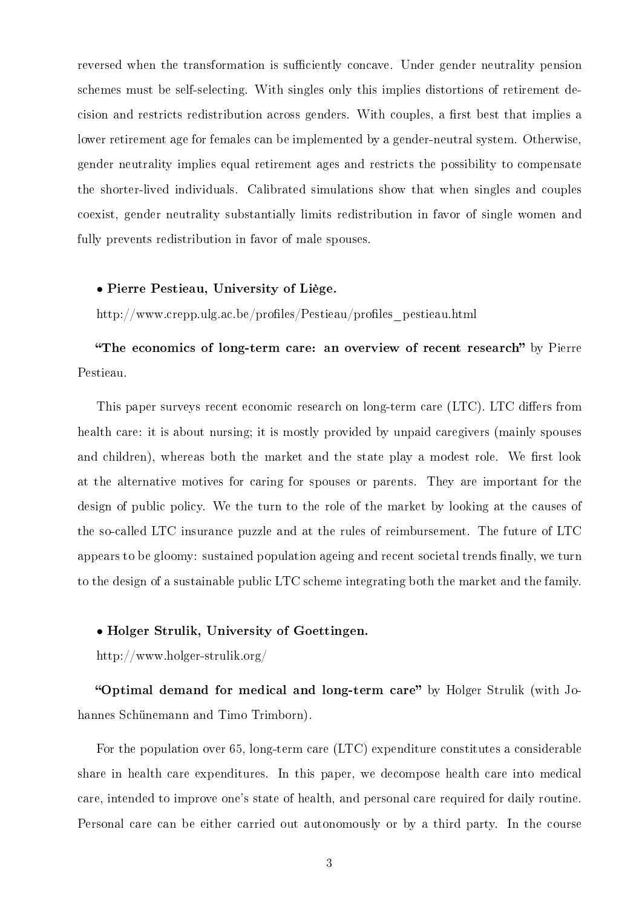reversed when the transformation is sufficiently concave. Under gender neutrality pension schemes must be self-selecting. With singles only this implies distortions of retirement decision and restricts redistribution across genders. With couples, a first best that implies a lower retirement age for females can be implemented by a gender-neutral system. Otherwise, gender neutrality implies equal retirement ages and restricts the possibility to compensate the shorter-lived individuals. Calibrated simulations show that when singles and couples coexist, gender neutrality substantially limits redistribution in favor of single women and fully prevents redistribution in favor of male spouses.

- **Pierre Pestieau, University of Liège.**

  http://www.crepp.ulg.ac.be/profiles/Pestieau/profiles_pestieau.html

**"The economics of long-term care: an overview of recent research"** by Pierre Pestieau.

This paper surveys recent economic research on long-term care (LTC). LTC differs from health care: it is about nursing; it is mostly provided by unpaid caregivers (mainly spouses and children), whereas both the market and the state play a modest role. We first look at the alternative motives for caring for spouses or parents. They are important for the design of public policy. We the turn to the role of the market by looking at the causes of the so-called LTC insurance puzzle and at the rules of reimbursement. The future of LTC appears to be gloomy: sustained population ageing and recent societal trends finally, we turn to the design of a sustainable public LTC scheme integrating both the market and the family.

- **Holger Strulik, University of Goettingen.**

  http://www.holger-strulik.org/

**"Optimal demand for medical and long-term care"** by Holger Strulik (with Johannes Schünemann and Timo Trimborn).

For the population over 65, long-term care (LTC) expenditure constitutes a considerable share in health care expenditures. In this paper, we decompose health care into medical care, intended to improve one's state of health, and personal care required for daily routine. Personal care can be either carried out autonomously or by a third party. In the course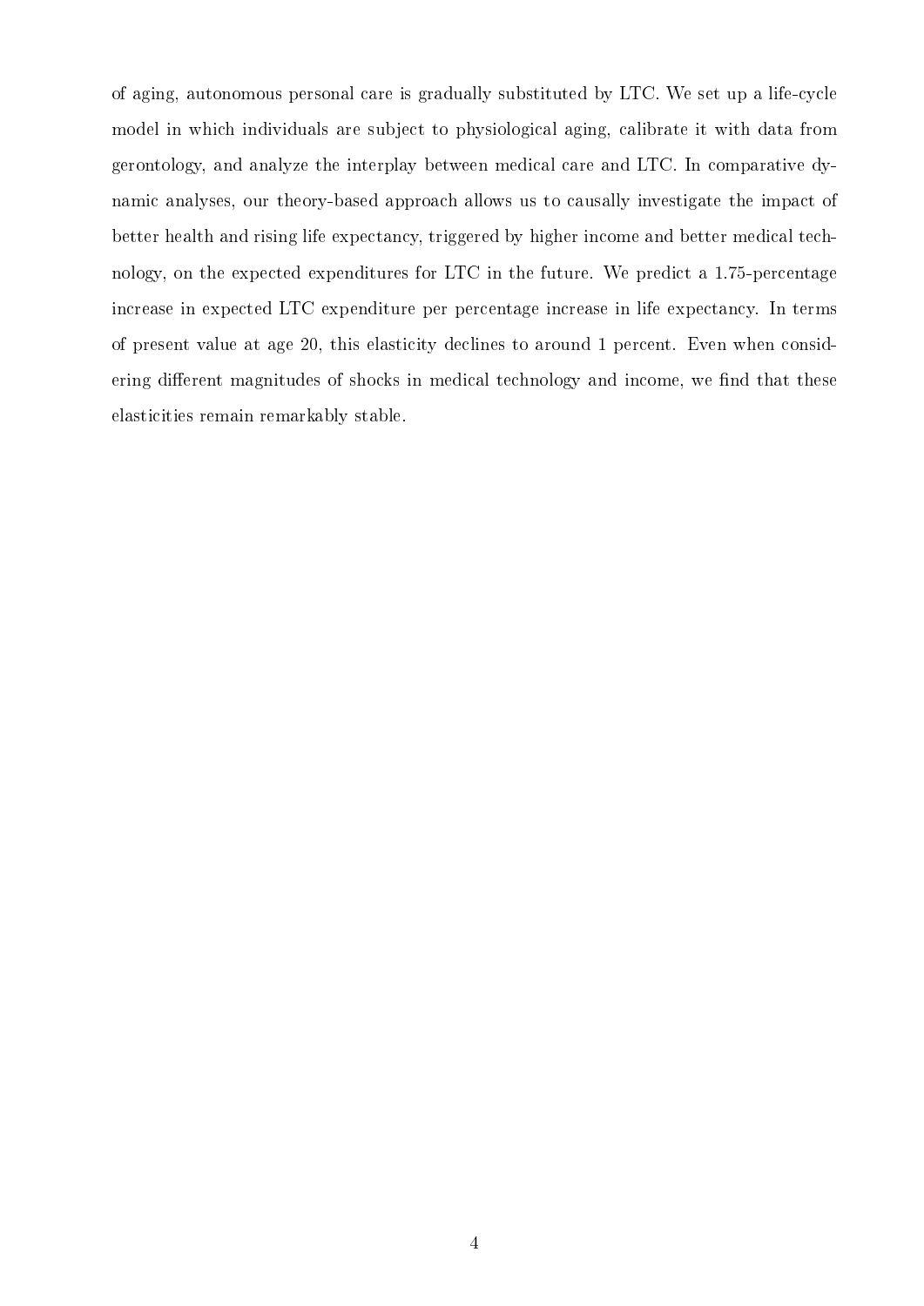of aging, autonomous personal care is gradually substituted by LTC. We set up a life-cycle model in which individuals are subject to physiological aging, calibrate it with data from gerontology, and analyze the interplay between medical care and LTC. In comparative dynamic analyses, our theory-based approach allows us to causally investigate the impact of better health and rising life expectancy, triggered by higher income and better medical technology, on the expected expenditures for LTC in the future. We predict a 1.75-percentage increase in expected LTC expenditure per percentage increase in life expectancy. In terms of present value at age 20, this elasticity declines to around 1 percent. Even when considering different magnitudes of shocks in medical technology and income, we find that these elasticities remain remarkably stable.